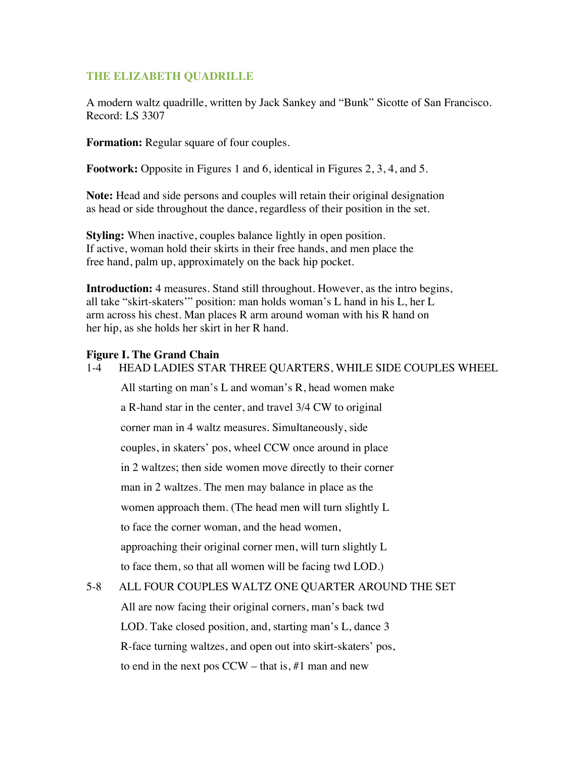## THE ELIZABETH QUADRILLE

A modern waltz quadrille, written by Jack Sankey and "Bunk" Sicotte of San Francisco. Record: LS 3307

**Formation:** Regular square of four couples.

**Footwork:** Opposite in Figures 1 and 6, identical in Figures 2, 3, 4, and 5.

**Note:** Head and side persons and couples will retain their original designation as head or side throughout the dance, regardless of their position in the set.

**Styling:** When inactive, couples balance lightly in open position. If active, woman hold their skirts in their free hands, and men place the free hand, palm up, approximately on the back hip pocket.

**Introduction:** 4 measures. Stand still throughout. However, as the intro begins, all take "skirt-skaters'" position: man holds woman's L hand in his L, her L arm across his chest. Man places R arm around woman with his R hand on her hip, as she holds her skirt in her R hand.

### Figure I. The Grand Chain

1-4 HEAD LADIES STAR THREE QUARTERS, WHILE SIDE COUPLES WHEEL

All starting on man's L and woman's R, head women make a R-hand star in the center, and travel 3/4 CW to original corner man in 4 waltz measures. Simultaneously, side couples, in skaters' pos, wheel CCW once around in place in 2 waltzes; then side women move directly to their corner man in 2 waltzes. The men may balance in place as the women approach them. (The head men will turn slightly L to face the corner woman, and the head women, approaching their original corner men, will turn slightly L to face them, so that all women will be facing twd LOD.)

5-8 ALL FOUR COUPLES WALTZ ONE QUARTER AROUND THE SET

All are now facing their original corners, man's back twd LOD. Take closed position, and, starting man's L, dance 3 R-face turning waltzes, and open out into skirt-skaters' pos, to end in the next pos CCW – that is, #1 man and new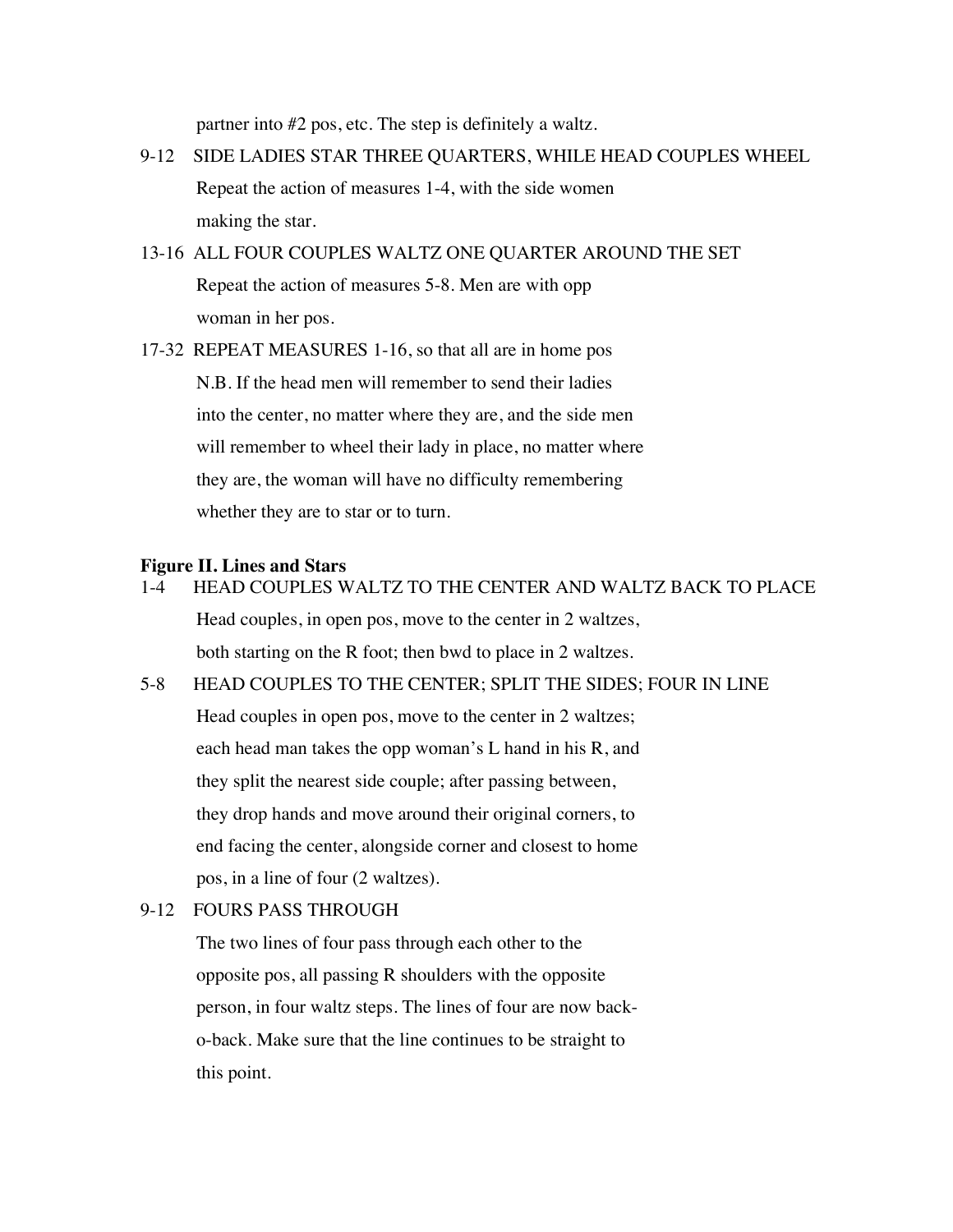partner into #2 pos, etc. The step is definitely a waltz.

9-12 SIDE LADIES STAR THREE QUARTERS, WHILE HEAD COUPLES WHEEL
Repeat the action of measures 1-4, with the side women making the star.

13-16 ALL FOUR COUPLES WALTZ ONE QUARTER AROUND THE SET
Repeat the action of measures 5-8. Men are with opp woman in her pos.

17-32 REPEAT MEASURES 1-16, so that all are in home pos
N.B. If the head men will remember to send their ladies into the center, no matter where they are, and the side men will remember to wheel their lady in place, no matter where they are, the woman will have no difficulty remembering whether they are to star or to turn.

**Figure II. Lines and Stars**

1-4 HEAD COUPLES WALTZ TO THE CENTER AND WALTZ BACK TO PLACE
Head couples, in open pos, move to the center in 2 waltzes, both starting on the R foot; then bwd to place in 2 waltzes.

5-8 HEAD COUPLES TO THE CENTER; SPLIT THE SIDES; FOUR IN LINE
Head couples in open pos, move to the center in 2 waltzes; each head man takes the opp woman's L hand in his R, and they split the nearest side couple; after passing between, they drop hands and move around their original corners, to end facing the center, alongside corner and closest to home pos, in a line of four (2 waltzes).

9-12 FOURS PASS THROUGH
The two lines of four pass through each other to the opposite pos, all passing R shoulders with the opposite person, in four waltz steps. The lines of four are now back-o-back. Make sure that the line continues to be straight to this point.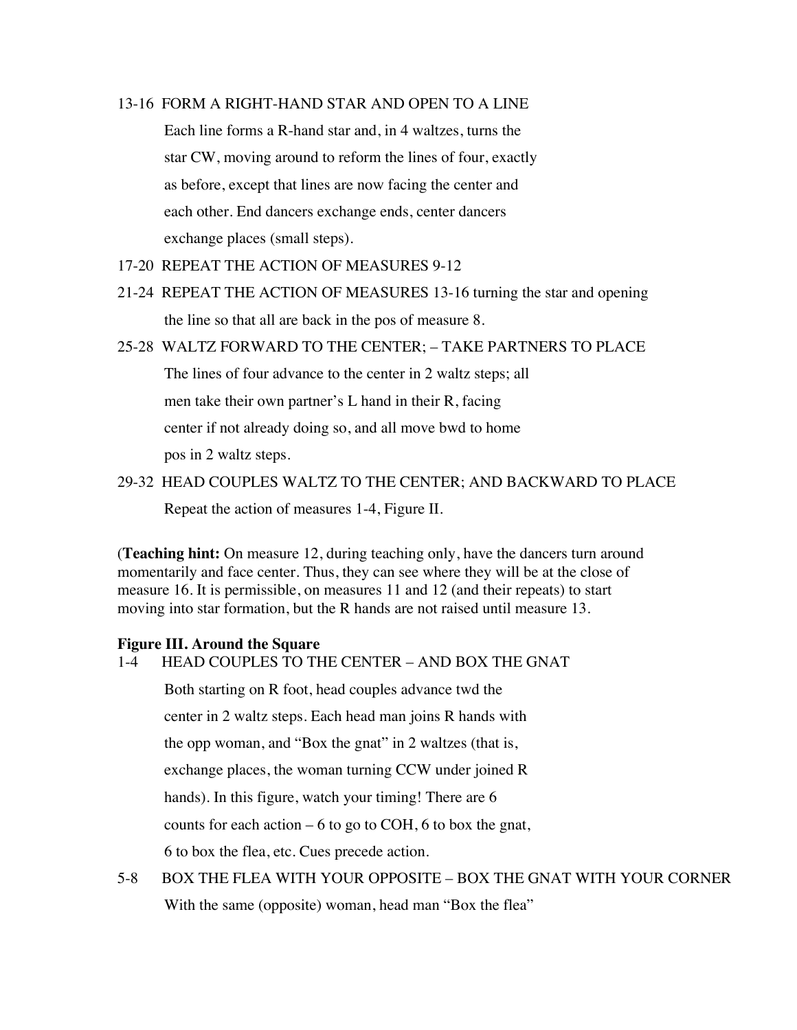13-16 FORM A RIGHT-HAND STAR AND OPEN TO A LINE

Each line forms a R-hand star and, in 4 waltzes, turns the star CW, moving around to reform the lines of four, exactly as before, except that lines are now facing the center and each other. End dancers exchange ends, center dancers exchange places (small steps).

17-20 REPEAT THE ACTION OF MEASURES 9-12

21-24 REPEAT THE ACTION OF MEASURES 13-16 turning the star and opening the line so that all are back in the pos of measure 8.

25-28 WALTZ FORWARD TO THE CENTER; – TAKE PARTNERS TO PLACE

The lines of four advance to the center in 2 waltz steps; all men take their own partner's L hand in their R, facing center if not already doing so, and all move bwd to home pos in 2 waltz steps.

29-32 HEAD COUPLES WALTZ TO THE CENTER; AND BACKWARD TO PLACE

Repeat the action of measures 1-4, Figure II.

(**Teaching hint:** On measure 12, during teaching only, have the dancers turn around momentarily and face center. Thus, they can see where they will be at the close of measure 16. It is permissible, on measures 11 and 12 (and their repeats) to start moving into star formation, but the R hands are not raised until measure 13.

**Figure III. Around the Square**

1-4 HEAD COUPLES TO THE CENTER – AND BOX THE GNAT

Both starting on R foot, head couples advance twd the center in 2 waltz steps. Each head man joins R hands with the opp woman, and "Box the gnat" in 2 waltzes (that is, exchange places, the woman turning CCW under joined R hands). In this figure, watch your timing! There are 6 counts for each action – 6 to go to COH, 6 to box the gnat, 6 to box the flea, etc. Cues precede action.

5-8 BOX THE FLEA WITH YOUR OPPOSITE – BOX THE GNAT WITH YOUR CORNER

With the same (opposite) woman, head man "Box the flea"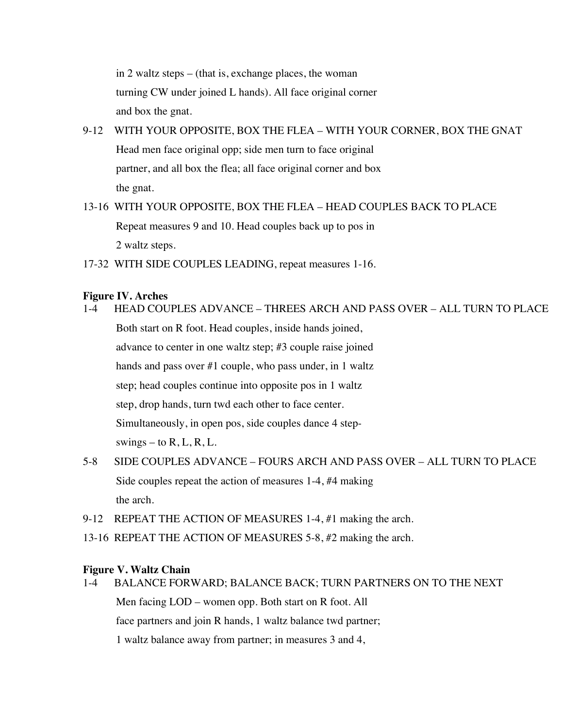in 2 waltz steps – (that is, exchange places, the woman turning CW under joined L hands). All face original corner and box the gnat.

9-12 WITH YOUR OPPOSITE, BOX THE FLEA – WITH YOUR CORNER, BOX THE GNAT
Head men face original opp; side men turn to face original partner, and all box the flea; all face original corner and box the gnat.

13-16 WITH YOUR OPPOSITE, BOX THE FLEA – HEAD COUPLES BACK TO PLACE
Repeat measures 9 and 10. Head couples back up to pos in 2 waltz steps.

17-32 WITH SIDE COUPLES LEADING, repeat measures 1-16.

**Figure IV. Arches**

1-4 HEAD COUPLES ADVANCE – THREES ARCH AND PASS OVER – ALL TURN TO PLACE
Both start on R foot. Head couples, inside hands joined, advance to center in one waltz step; #3 couple raise joined hands and pass over #1 couple, who pass under, in 1 waltz step; head couples continue into opposite pos in 1 waltz step, drop hands, turn twd each other to face center. Simultaneously, in open pos, side couples dance 4 step-swings – to R, L, R, L.

5-8 SIDE COUPLES ADVANCE – FOURS ARCH AND PASS OVER – ALL TURN TO PLACE
Side couples repeat the action of measures 1-4, #4 making the arch.

9-12 REPEAT THE ACTION OF MEASURES 1-4, #1 making the arch.

13-16 REPEAT THE ACTION OF MEASURES 5-8, #2 making the arch.

**Figure V. Waltz Chain**

1-4 BALANCE FORWARD; BALANCE BACK; TURN PARTNERS ON TO THE NEXT
Men facing LOD – women opp. Both start on R foot. All face partners and join R hands, 1 waltz balance twd partner; 1 waltz balance away from partner; in measures 3 and 4,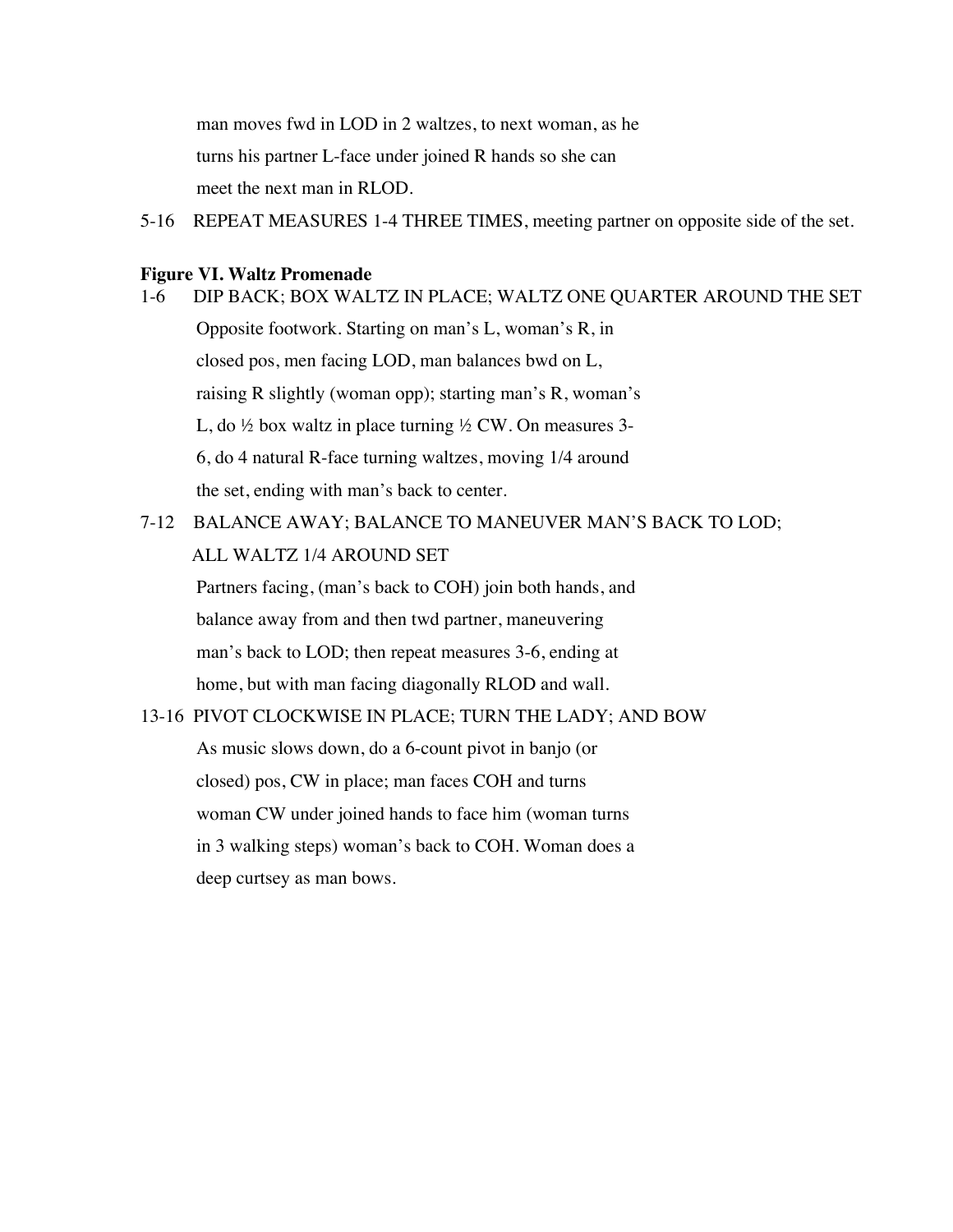man moves fwd in LOD in 2 waltzes, to next woman, as he turns his partner L-face under joined R hands so she can meet the next man in RLOD.

5-16 REPEAT MEASURES 1-4 THREE TIMES, meeting partner on opposite side of the set.

**Figure VI. Waltz Promenade**

1-6 DIP BACK; BOX WALTZ IN PLACE; WALTZ ONE QUARTER AROUND THE SET

Opposite footwork. Starting on man's L, woman's R, in closed pos, men facing LOD, man balances bwd on L, raising R slightly (woman opp); starting man's R, woman's L, do ½ box waltz in place turning ½ CW. On measures 3-6, do 4 natural R-face turning waltzes, moving 1/4 around the set, ending with man's back to center.

7-12 BALANCE AWAY; BALANCE TO MANEUVER MAN'S BACK TO LOD; ALL WALTZ 1/4 AROUND SET

Partners facing, (man's back to COH) join both hands, and balance away from and then twd partner, maneuvering man's back to LOD; then repeat measures 3-6, ending at home, but with man facing diagonally RLOD and wall.

13-16 PIVOT CLOCKWISE IN PLACE; TURN THE LADY; AND BOW

As music slows down, do a 6-count pivot in banjo (or closed) pos, CW in place; man faces COH and turns woman CW under joined hands to face him (woman turns in 3 walking steps) woman's back to COH. Woman does a deep curtsey as man bows.